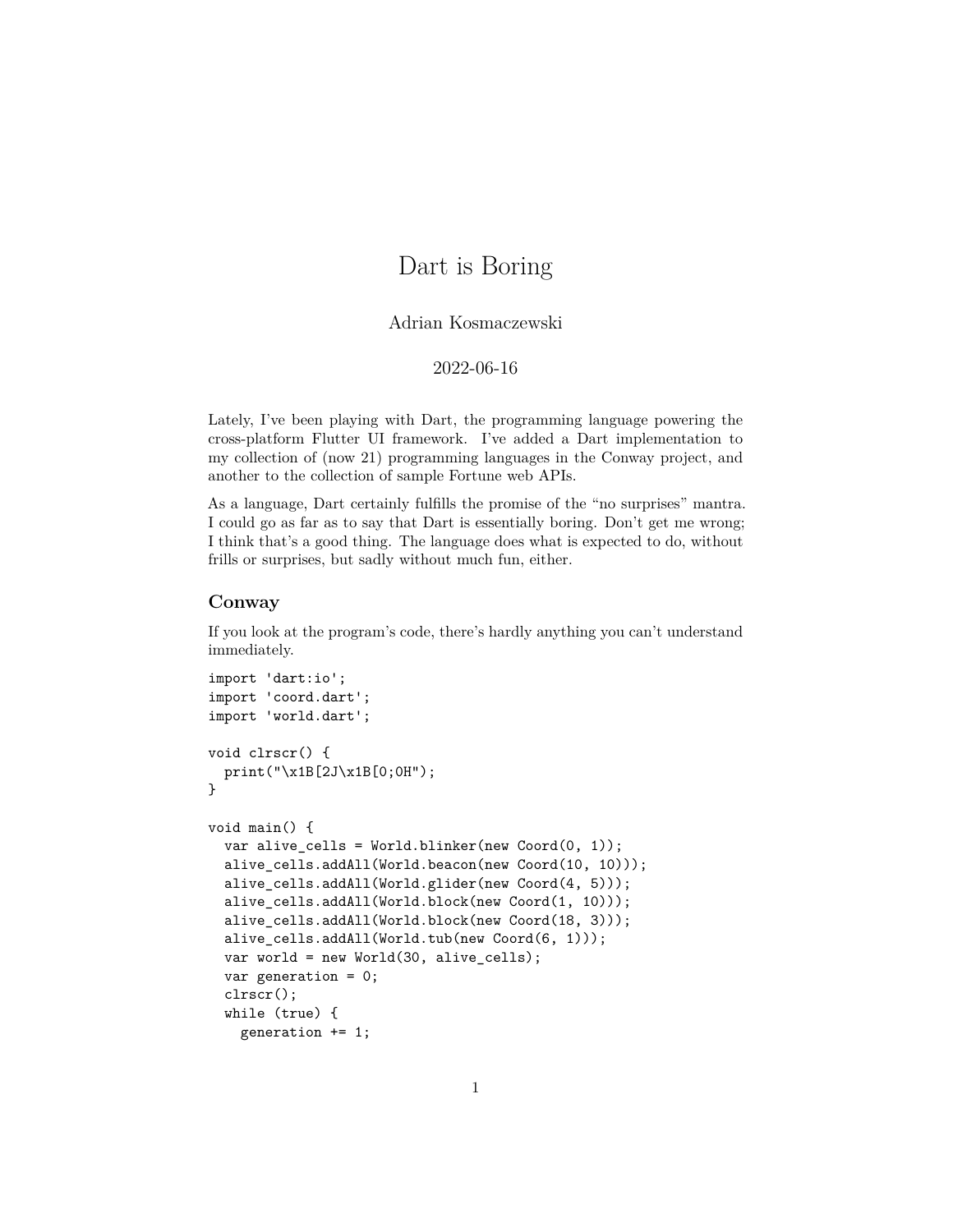# Dart is Boring

Adrian Kosmaczewski

2022-06-16

Lately, I've been playing with Dart, the programming language powering the cross-platform Flutter UI framework. I've added a Dart implementation to my collection of (now 21) programming languages in the Conway project, and another to the collection of sample Fortune web APIs.

As a language, Dart certainly fulfills the promise of the "no surprises" mantra. I could go as far as to say that Dart is essentially boring. Don't get me wrong; I think that's a good thing. The language does what is expected to do, without frills or surprises, but sadly without much fun, either.

## Conway

If you look at the program's code, there's hardly anything you can't understand immediately.

```
import 'dart:io';
import 'coord.dart';
import 'world.dart';

void clrscr() {
  print("\x1B[2J\x1B[0;0H");
}

void main() {
  var alive_cells = World.blinker(new Coord(0, 1));
  alive_cells.addAll(World.beacon(new Coord(10, 10)));
  alive_cells.addAll(World.glider(new Coord(4, 5)));
  alive_cells.addAll(World.block(new Coord(1, 10)));
  alive_cells.addAll(World.block(new Coord(18, 3)));
  alive_cells.addAll(World.tub(new Coord(6, 1)));
  var world = new World(30, alive_cells);
  var generation = 0;
  clrscr();
  while (true) {
    generation += 1;
```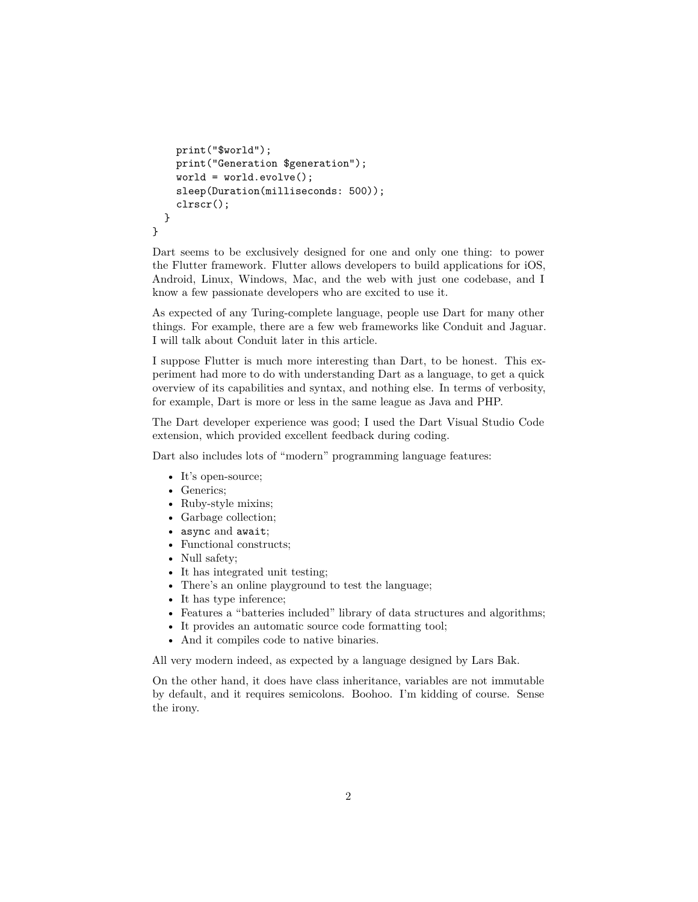```
    print("$world");
    print("Generation $generation");
    world = world.evolve();
    sleep(Duration(milliseconds: 500));
    clrscr();
  }
}
```

Dart seems to be exclusively designed for one and only one thing: to power the Flutter framework. Flutter allows developers to build applications for iOS, Android, Linux, Windows, Mac, and the web with just one codebase, and I know a few passionate developers who are excited to use it.

As expected of any Turing-complete language, people use Dart for many other things. For example, there are a few web frameworks like Conduit and Jaguar. I will talk about Conduit later in this article.

I suppose Flutter is much more interesting than Dart, to be honest. This experiment had more to do with understanding Dart as a language, to get a quick overview of its capabilities and syntax, and nothing else. In terms of verbosity, for example, Dart is more or less in the same league as Java and PHP.

The Dart developer experience was good; I used the Dart Visual Studio Code extension, which provided excellent feedback during coding.

Dart also includes lots of "modern" programming language features:

- It's open-source;
- Generics;
- Ruby-style mixins;
- Garbage collection;
- `async` and `await`;
- Functional constructs;
- Null safety;
- It has integrated unit testing;
- There's an online playground to test the language;
- It has type inference;
- Features a "batteries included" library of data structures and algorithms;
- It provides an automatic source code formatting tool;
- And it compiles code to native binaries.

All very modern indeed, as expected by a language designed by Lars Bak.

On the other hand, it does have class inheritance, variables are not immutable by default, and it requires semicolons. Boohoo. I'm kidding of course. Sense the irony.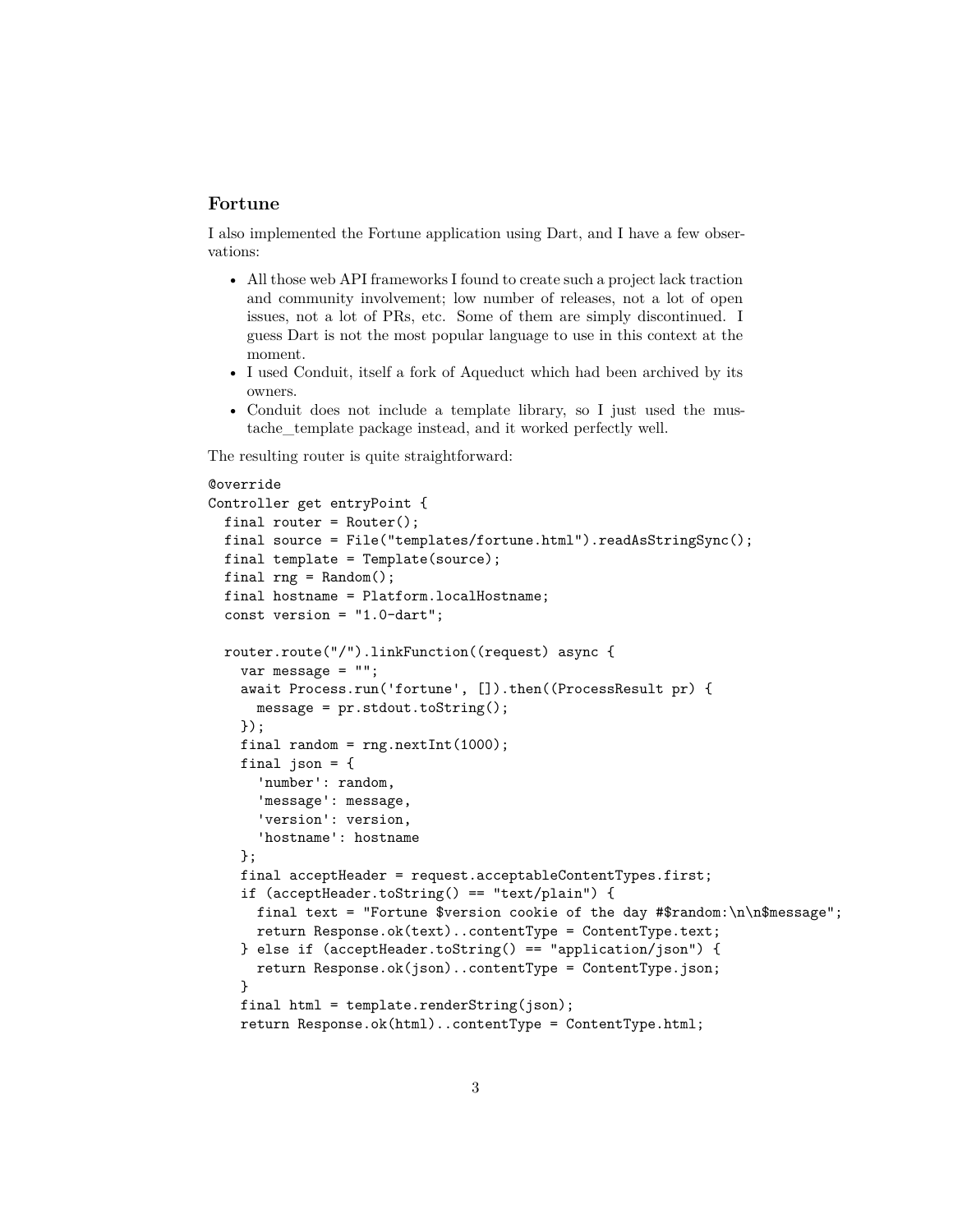### Fortune

I also implemented the Fortune application using Dart, and I have a few observations:

- All those web API frameworks I found to create such a project lack traction and community involvement; low number of releases, not a lot of open issues, not a lot of PRs, etc. Some of them are simply discontinued. I guess Dart is not the most popular language to use in this context at the moment.
- I used Conduit, itself a fork of Aqueduct which had been archived by its owners.
- Conduit does not include a template library, so I just used the mustache_template package instead, and it worked perfectly well.

The resulting router is quite straightforward:

```
@override
Controller get entryPoint {
  final router = Router();
  final source = File("templates/fortune.html").readAsStringSync();
  final template = Template(source);
  final rng = Random();
  final hostname = Platform.localHostname;
  const version = "1.0-dart";

  router.route("/").linkFunction((request) async {
    var message = "";
    await Process.run('fortune', []).then((ProcessResult pr) {
      message = pr.stdout.toString();
    });
    final random = rng.nextInt(1000);
    final json = {
      'number': random,
      'message': message,
      'version': version,
      'hostname': hostname
    };
    final acceptHeader = request.acceptableContentTypes.first;
    if (acceptHeader.toString() == "text/plain") {
      final text = "Fortune $version cookie of the day #$random:\n\n$message";
      return Response.ok(text)..contentType = ContentType.text;
    } else if (acceptHeader.toString() == "application/json") {
      return Response.ok(json)..contentType = ContentType.json;
    }
    final html = template.renderString(json);
    return Response.ok(html)..contentType = ContentType.html;
```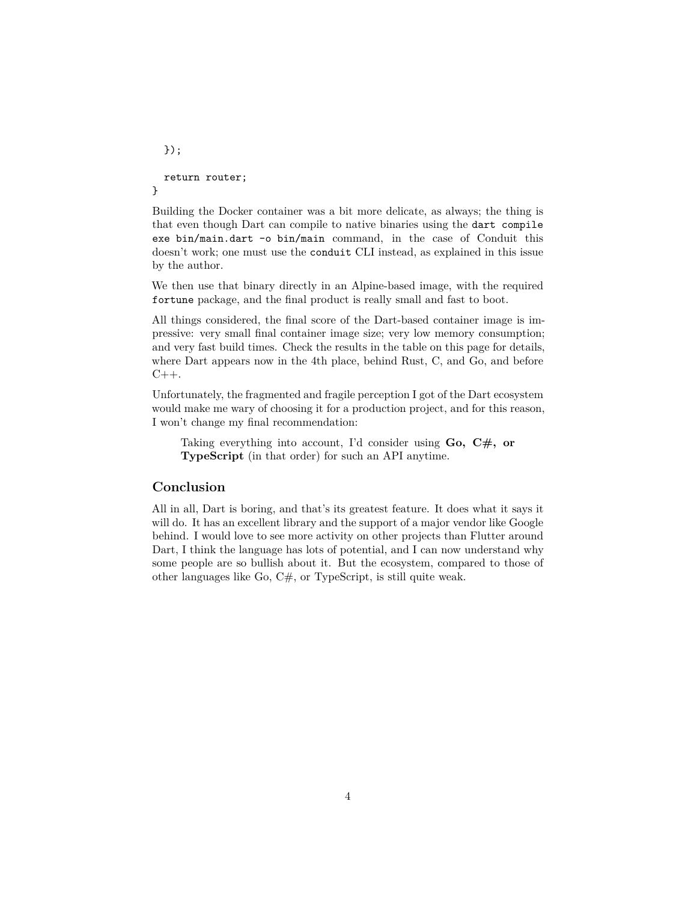```
  });

  return router;
}
```

Building the Docker container was a bit more delicate, as always; the thing is that even though Dart can compile to native binaries using the `dart compile exe bin/main.dart -o bin/main` command, in the case of Conduit this doesn't work; one must use the `conduit` CLI instead, as explained in this issue by the author.

We then use that binary directly in an Alpine-based image, with the required `fortune` package, and the final product is really small and fast to boot.

All things considered, the final score of the Dart-based container image is impressive: very small final container image size; very low memory consumption; and very fast build times. Check the results in the table on this page for details, where Dart appears now in the 4th place, behind Rust, C, and Go, and before C++.

Unfortunately, the fragmented and fragile perception I got of the Dart ecosystem would make me wary of choosing it for a production project, and for this reason, I won't change my final recommendation:

> Taking everything into account, I'd consider using **Go, C#, or TypeScript** (in that order) for such an API anytime.

## Conclusion

All in all, Dart is boring, and that's its greatest feature. It does what it says it will do. It has an excellent library and the support of a major vendor like Google behind. I would love to see more activity on other projects than Flutter around Dart, I think the language has lots of potential, and I can now understand why some people are so bullish about it. But the ecosystem, compared to those of other languages like Go, C#, or TypeScript, is still quite weak.